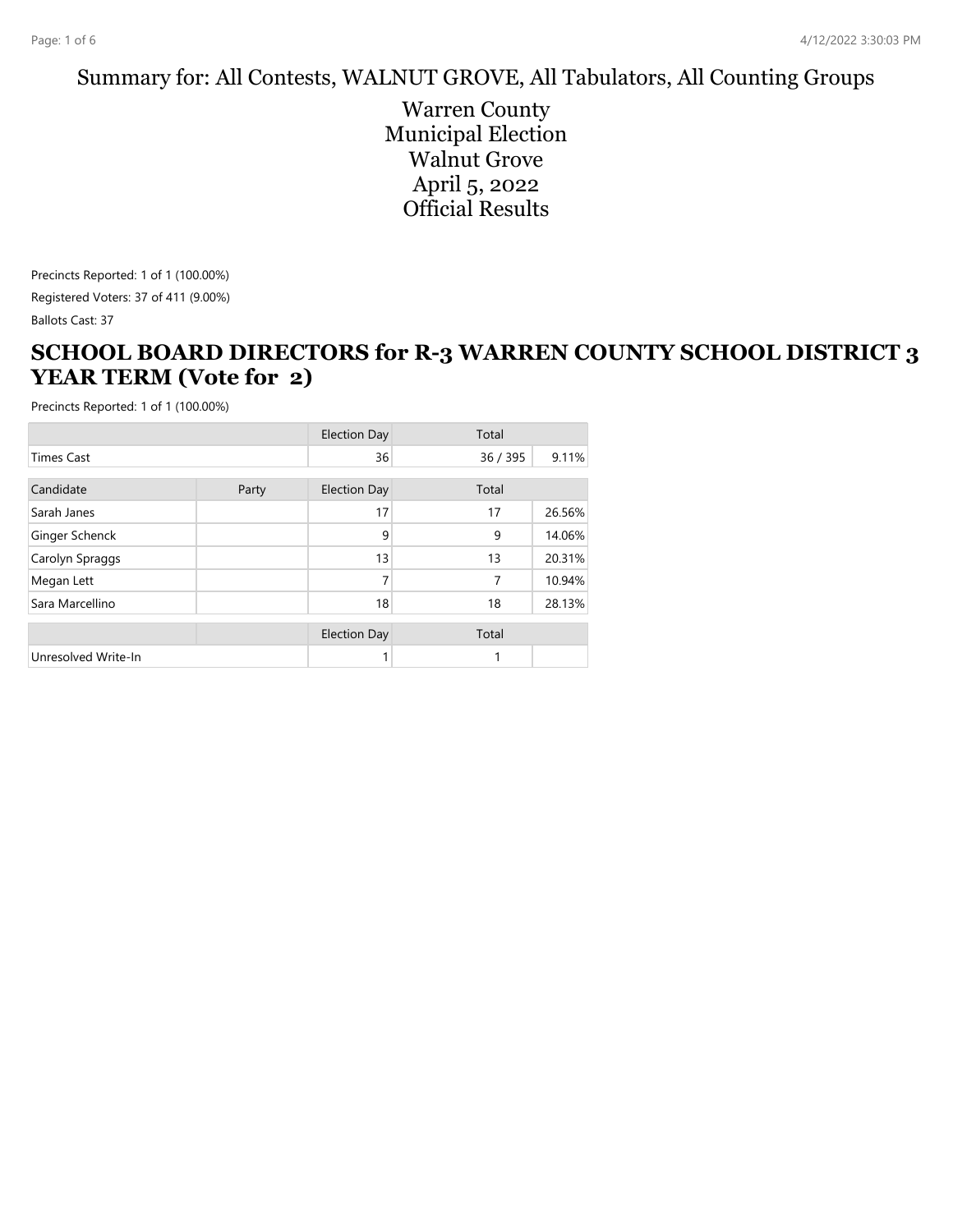Summary for: All Contests, WALNUT GROVE, All Tabulators, All Counting Groups

# Warren County
# Municipal Election
# Walnut Grove
# April 5, 2022
# Official Results

Precincts Reported: 1 of 1 (100.00%)

Registered Voters: 37 of 411 (9.00%)

Ballots Cast: 37

## SCHOOL BOARD DIRECTORS for R-3 WARREN COUNTY SCHOOL DISTRICT 3 YEAR TERM (Vote for 2)

Precincts Reported: 1 of 1 (100.00%)

| | | Election Day | Total | |
|---|---|---|---|---|
| Times Cast | | 36 | 36 / 395 | 9.11% |

| Candidate | Party | Election Day | Total | |
|---|---|---|---|---|
| Sarah Janes | | 17 | 17 | 26.56% |
| Ginger Schenck | | 9 | 9 | 14.06% |
| Carolyn Spraggs | | 13 | 13 | 20.31% |
| Megan Lett | | 7 | 7 | 10.94% |
| Sara Marcellino | | 18 | 18 | 28.13% |

| | | Election Day | Total | |
|---|---|---|---|---|
| Unresolved Write-In | | 1 | 1 | |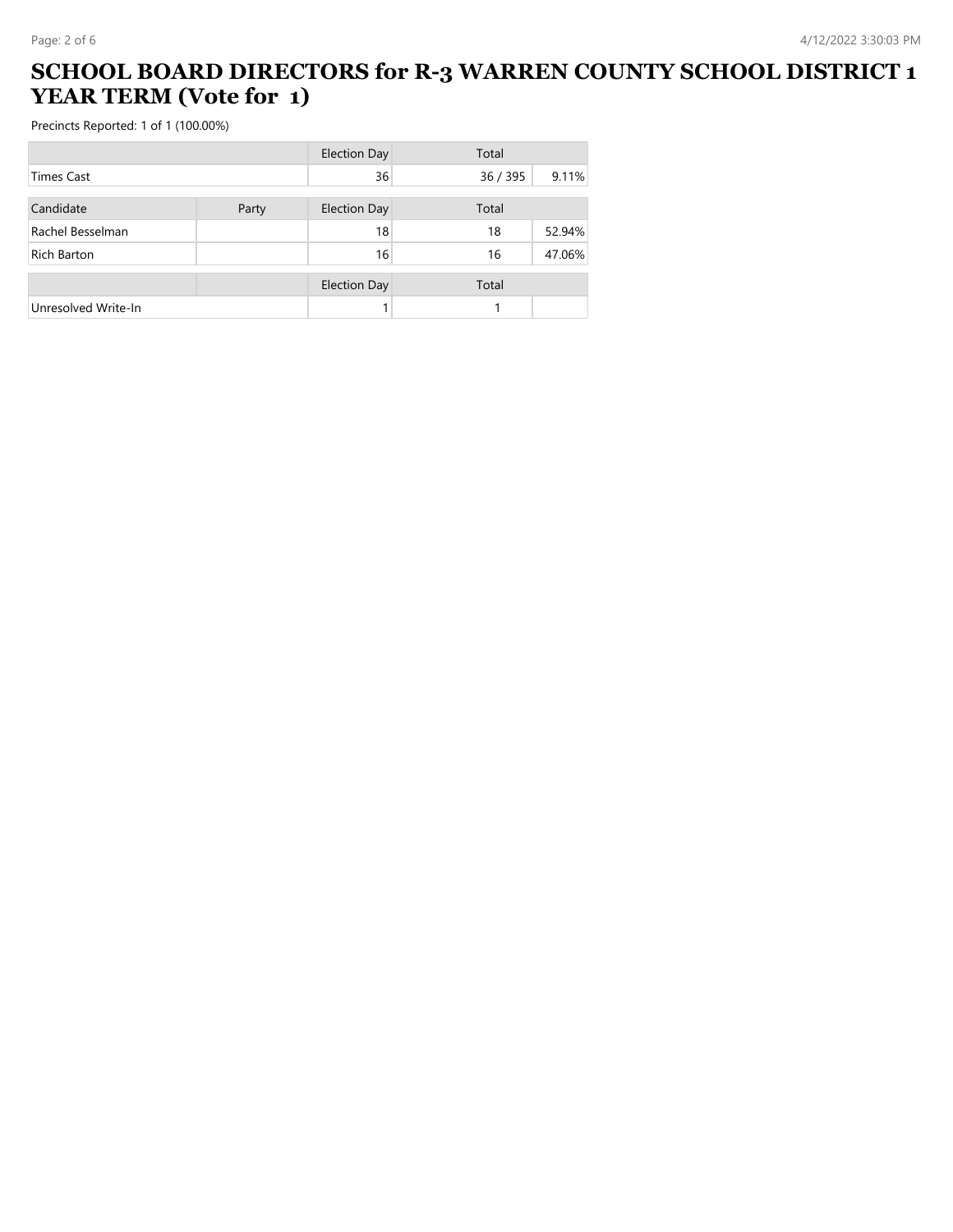# SCHOOL BOARD DIRECTORS for R-3 WARREN COUNTY SCHOOL DISTRICT 1 YEAR TERM (Vote for 1)

Precincts Reported: 1 of 1 (100.00%)

| | Election Day | Total | |
|---|---|---|---|
| Times Cast | 36 | 36 / 395 | 9.11% |

| Candidate | Party | Election Day | Total | |
|---|---|---|---|---|
| Rachel Besselman | | 18 | 18 | 52.94% |
| Rich Barton | | 16 | 16 | 47.06% |

| | | Election Day | Total | |
|---|---|---|---|---|
| Unresolved Write-In | | 1 | 1 | |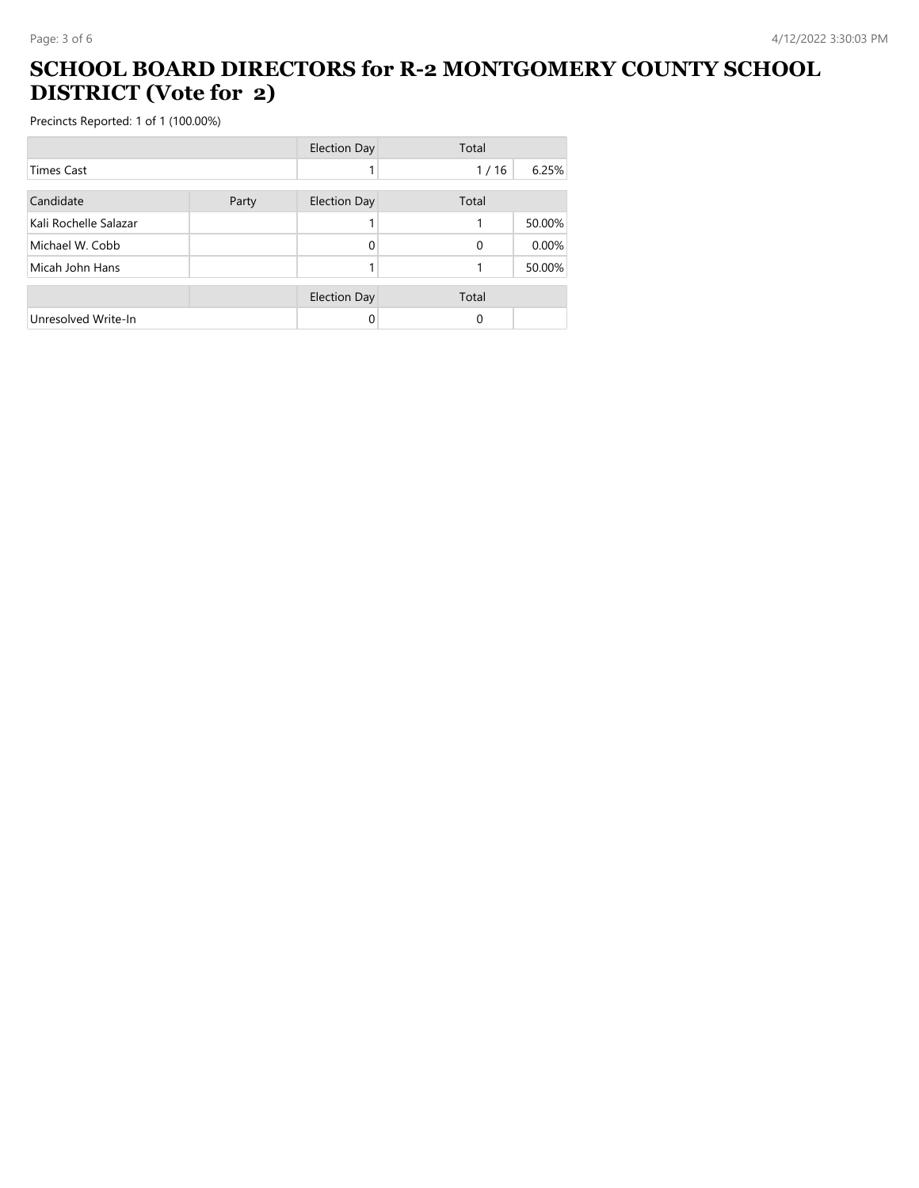# SCHOOL BOARD DIRECTORS for R-2 MONTGOMERY COUNTY SCHOOL DISTRICT (Vote for 2)

Precincts Reported: 1 of 1 (100.00%)

| | | Election Day | Total | |
|---|---|---|---|---|
| Times Cast | | 1 | 1 / 16 | 6.25% |

| Candidate | Party | Election Day | Total | |
|---|---|---|---|---|
| Kali Rochelle Salazar | | 1 | 1 | 50.00% |
| Michael W. Cobb | | 0 | 0 | 0.00% |
| Micah John Hans | | 1 | 1 | 50.00% |

| | | Election Day | Total | |
|---|---|---|---|---|
| Unresolved Write-In | | 0 | 0 | |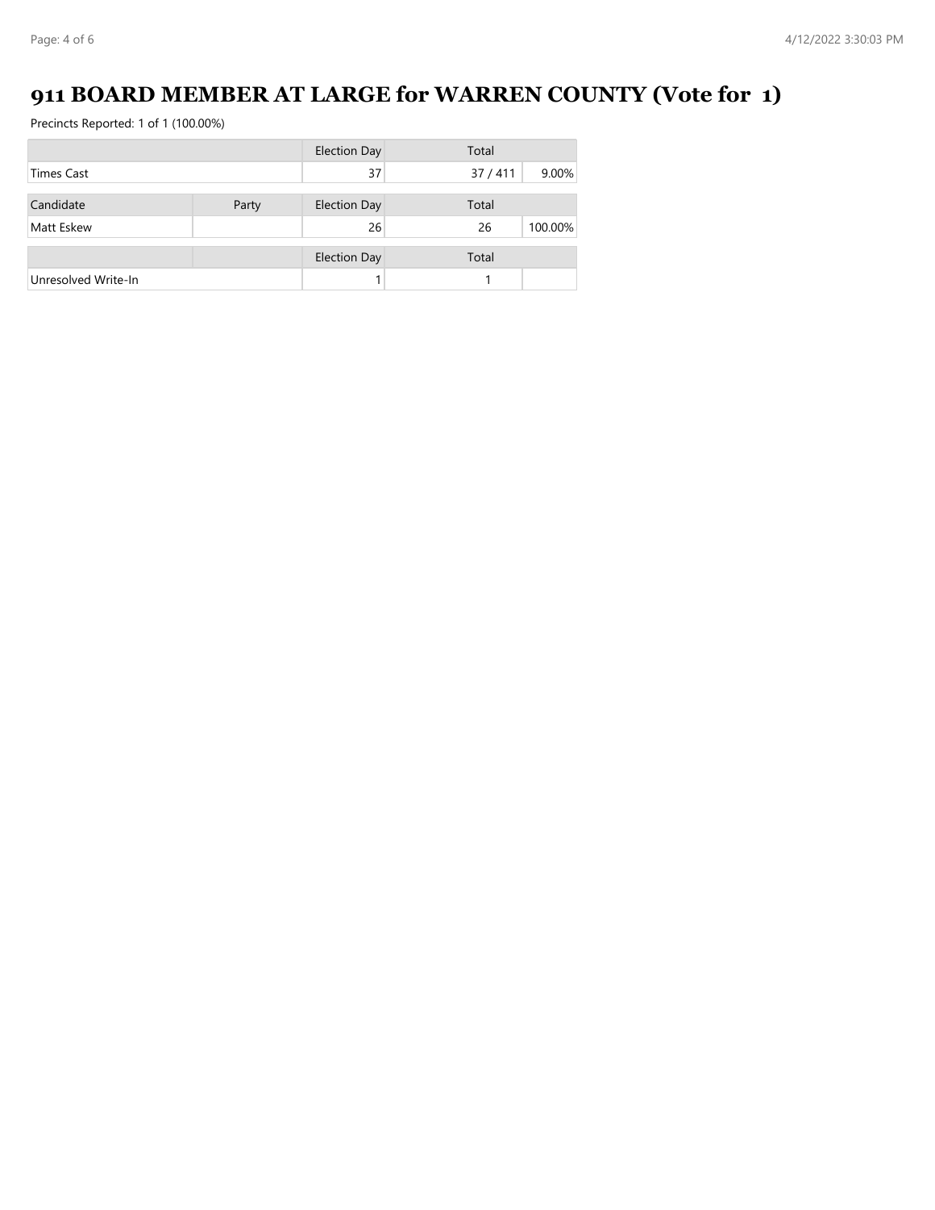# 911 BOARD MEMBER AT LARGE for WARREN COUNTY (Vote for 1)

Precincts Reported: 1 of 1 (100.00%)

| | | Election Day | Total | |
|---|---|---|---|---|
| Times Cast | | 37 | 37 / 411 | 9.00% |
| **Candidate** | **Party** | **Election Day** | **Total** | |
| Matt Eskew | | 26 | 26 | 100.00% |
| | | **Election Day** | **Total** | |
| Unresolved Write-In | | 1 | 1 | |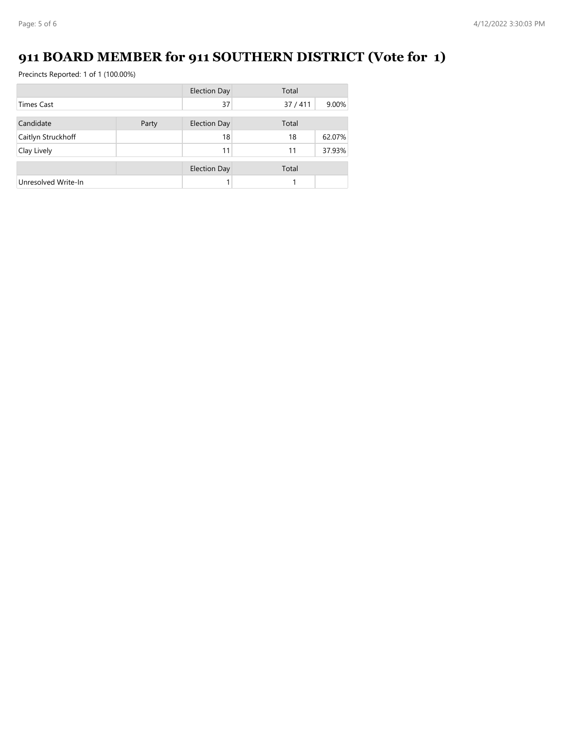# 911 BOARD MEMBER for 911 SOUTHERN DISTRICT (Vote for 1)

Precincts Reported: 1 of 1 (100.00%)

| | | Election Day | Total | |
|---|---|---|---|---|
| Times Cast | | 37 | 37 / 411 | 9.00% |

| Candidate | Party | Election Day | Total | |
|---|---|---|---|---|
| Caitlyn Struckhoff | | 18 | 18 | 62.07% |
| Clay Lively | | 11 | 11 | 37.93% |

| | | Election Day | Total | |
|---|---|---|---|---|
| Unresolved Write-In | | 1 | 1 | |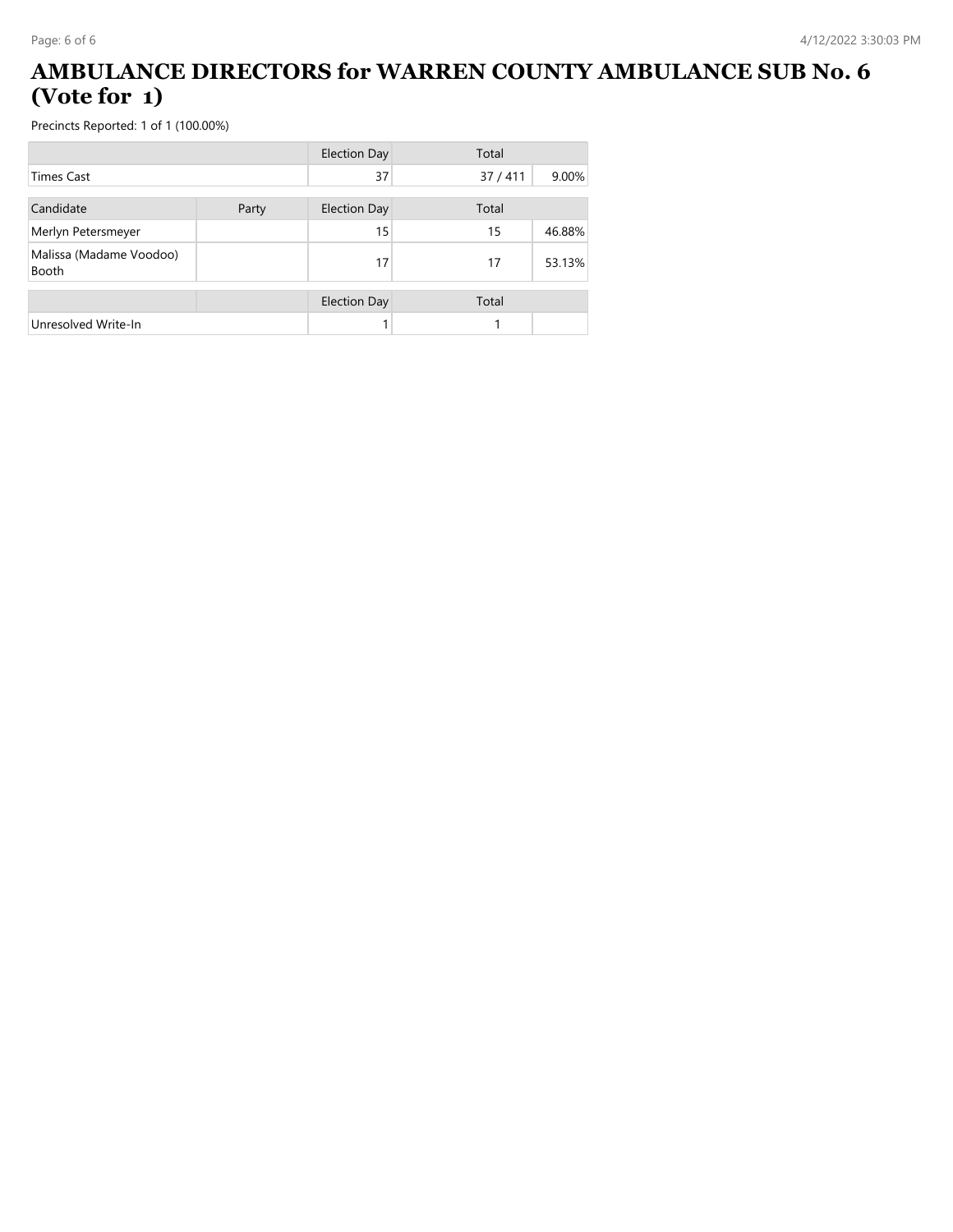# AMBULANCE DIRECTORS for WARREN COUNTY AMBULANCE SUB No. 6 (Vote for 1)

Precincts Reported: 1 of 1 (100.00%)

| | | Election Day | Total | |
|---|---|---|---|---|
| Times Cast | | 37 | 37 / 411 | 9.00% |

| Candidate | Party | Election Day | Total | |
|---|---|---|---|---|
| Merlyn Petersmeyer | | 15 | 15 | 46.88% |
| Malissa (Madame Voodoo) Booth | | 17 | 17 | 53.13% |

| | | Election Day | Total | |
|---|---|---|---|---|
| Unresolved Write-In | | 1 | 1 | |